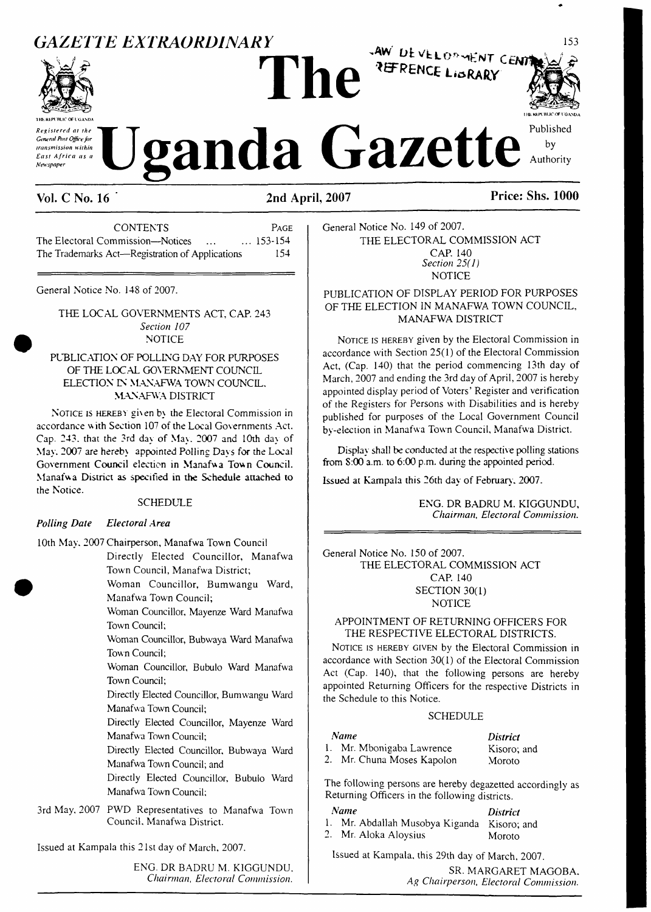# GAZETTE EXTRAORDINARY

# The Uganda Gazette

*Registered at the General Post Office for transmission within East Africa as a Newspaper*

Published by Authority

**Vol. C No. 16** **2nd April, 2007** **Price: Shs. 1000**

| CONTENTS | PAGE |
|---|---|
| The Electoral Commission—Notices ... | ... 153-154 |
| The Trademarks Act—Registration of Applications | 154 |

General Notice No. 148 of 2007.

THE LOCAL GOVERNMENTS ACT, CAP. 243
*Section 107*
NOTICE

PUBLICATION OF POLLING DAY FOR PURPOSES OF THE LOCAL GOVERNMENT COUNCIL ELECTION IN MANAFWA TOWN COUNCIL, MANAFWA DISTRICT

NOTICE IS HEREBY given by the Electoral Commission in accordance with Section 107 of the Local Governments Act. Cap. 243, that the 3rd day of May, 2007 and 10th day of May, 2007 are hereby appointed Polling Days for the Local Government Council election in Manafwa Town Council, Manafwa District as specified in the Schedule attached to the Notice.

SCHEDULE

| *Polling Date* | *Electoral Area* |
|---|---|
| 10th May, 2007 | Chairperson, Manafwa Town Council<br>Directly Elected Councillor, Manafwa Town Council, Manafwa District;<br>Woman Councillor, Bumwangu Ward, Manafwa Town Council;<br>Woman Councillor, Mayenze Ward Manafwa Town Council;<br>Woman Councillor, Bubwaya Ward Manafwa Town Council;<br>Woman Councillor, Bubulo Ward Manafwa Town Council;<br>Directly Elected Councillor, Bumwangu Ward Manafwa Town Council;<br>Directly Elected Councillor, Mayenze Ward Manafwa Town Council;<br>Directly Elected Councillor, Bubwaya Ward Manafwa Town Council; and<br>Directly Elected Councillor, Bubulo Ward Manafwa Town Council; |
| 3rd May, 2007 | PWD Representatives to Manafwa Town Council, Manafwa District. |

Issued at Kampala this 21st day of March, 2007.

ENG. DR BADRU M. KIGGUNDU,
*Chairman, Electoral Commission.*

General Notice No. 149 of 2007.

THE ELECTORAL COMMISSION ACT
CAP. 140
*Section 25(1)*
NOTICE

PUBLICATION OF DISPLAY PERIOD FOR PURPOSES OF THE ELECTION IN MANAFWA TOWN COUNCIL, MANAFWA DISTRICT

NOTICE IS HEREBY given by the Electoral Commission in accordance with Section 25(1) of the Electoral Commission Act, (Cap. 140) that the period commencing 13th day of March, 2007 and ending the 3rd day of April, 2007 is hereby appointed display period of Voters' Register and verification of the Registers for Persons with Disabilities and is hereby published for purposes of the Local Government Council by-election in Manafwa Town Council, Manafwa District.

Display shall be conducted at the respective polling stations from 8:00 a.m. to 6:00 p.m. during the appointed period.

Issued at Kampala this 26th day of February, 2007.

ENG. DR BADRU M. KIGGUNDU,
*Chairman, Electoral Commission.*

General Notice No. 150 of 2007.

THE ELECTORAL COMMISSION ACT
CAP. 140
SECTION 30(1)
NOTICE

APPOINTMENT OF RETURNING OFFICERS FOR THE RESPECTIVE ELECTORAL DISTRICTS.

NOTICE IS HEREBY GIVEN by the Electoral Commission in accordance with Section 30(1) of the Electoral Commission Act (Cap. 140), that the following persons are hereby appointed Returning Officers for the respective Districts in the Schedule to this Notice.

SCHEDULE

| *Name* | *District* |
|---|---|
| 1. Mr. Mbonigaba Lawrence | Kisoro; and |
| 2. Mr. Chuna Moses Kapolon | Moroto |

The following persons are hereby degazetted accordingly as Returning Officers in the following districts.

| *Name* | *District* |
|---|---|
| 1. Mr. Abdallah Musobya Kiganda | Kisoro; and |
| 2. Mr. Aloka Aloysius | Moroto |

Issued at Kampala, this 29th day of March, 2007.

SR. MARGARET MAGOBA.
*Ag Chairperson, Electoral Commission.*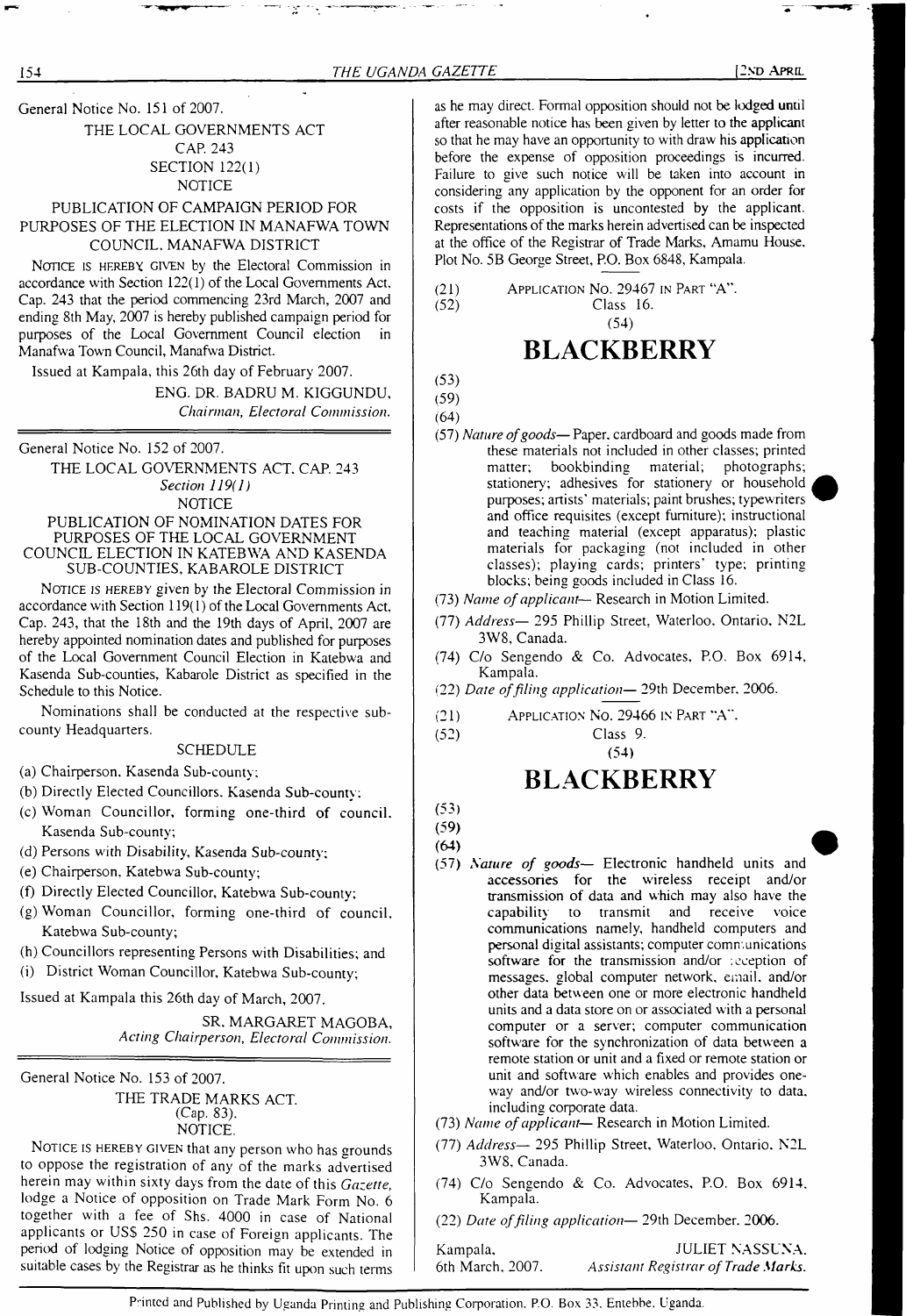General Notice No. 151 of 2007.

THE LOCAL GOVERNMENTS ACT
CAP. 243
SECTION 122(1)
NOTICE

PUBLICATION OF CAMPAIGN PERIOD FOR PURPOSES OF THE ELECTION IN MANAFWA TOWN COUNCIL, MANAFWA DISTRICT

NOTICE IS HEREBY GIVEN by the Electoral Commission in accordance with Section 122(1) of the Local Governments Act, Cap. 243 that the period commencing 23rd March, 2007 and ending 8th May, 2007 is hereby published campaign period for purposes of the Local Government Council election in Manafwa Town Council, Manafwa District.

Issued at Kampala, this 26th day of February 2007.

ENG. DR. BADRU M. KIGGUNDU,
*Chairman, Electoral Commission.*

---

General Notice No. 152 of 2007.

THE LOCAL GOVERNMENTS ACT, CAP. 243
*Section 119(1)*
NOTICE

PUBLICATION OF NOMINATION DATES FOR PURPOSES OF THE LOCAL GOVERNMENT COUNCIL ELECTION IN KATEBWA AND KASENDA SUB-COUNTIES, KABAROLE DISTRICT

NOTICE IS HEREBY given by the Electoral Commission in accordance with Section 119(1) of the Local Governments Act, Cap. 243, that the 18th and the 19th days of April, 2007 are hereby appointed nomination dates and published for purposes of the Local Government Council Election in Katebwa and Kasenda Sub-counties, Kabarole District as specified in the Schedule to this Notice.

Nominations shall be conducted at the respective sub-county Headquarters.

SCHEDULE

(a) Chairperson, Kasenda Sub-county;
(b) Directly Elected Councillors, Kasenda Sub-county;
(c) Woman Councillor, forming one-third of council, Kasenda Sub-county;
(d) Persons with Disability, Kasenda Sub-county;
(e) Chairperson, Katebwa Sub-county;
(f) Directly Elected Councillor, Katebwa Sub-county;
(g) Woman Councillor, forming one-third of council, Katebwa Sub-county;
(h) Councillors representing Persons with Disabilities; and
(i) District Woman Councillor, Katebwa Sub-county;

Issued at Kampala this 26th day of March, 2007.

SR. MARGARET MAGOBA,
*Acting Chairperson, Electoral Commission.*

---

General Notice No. 153 of 2007.

THE TRADE MARKS ACT.
(Cap. 83).
NOTICE.

NOTICE IS HEREBY GIVEN that any person who has grounds to oppose the registration of any of the marks advertised herein may within sixty days from the date of this *Gazette,* lodge a Notice of opposition on Trade Mark Form No. 6 together with a fee of Shs. 4000 in case of National applicants or US$ 250 in case of Foreign applicants. The period of lodging Notice of opposition may be extended in suitable cases by the Registrar as he thinks fit upon such terms as he may direct. Formal opposition should not be lodged until after reasonable notice has been given by letter to the applicant so that he may have an opportunity to with draw his application before the expense of opposition proceedings is incurred. Failure to give such notice will be taken into account in considering any application by the opponent for an order for costs if the opposition is uncontested by the applicant. Representations of the marks herein advertised can be inspected at the office of the Registrar of Trade Marks, Amamu House, Plot No. 5B George Street, P.O. Box 6848, Kampala.

---

(21) APPLICATION No. 29467 IN PART "A".
(52) Class 16.
(54)

# BLACKBERRY

(53)
(59)
(64)
(57) *Nature of goods*— Paper, cardboard and goods made from these materials not included in other classes; printed matter; bookbinding material; photographs; stationery; adhesives for stationery or household purposes; artists' materials; paint brushes; typewriters and office requisites (except furniture); instructional and teaching material (except apparatus); plastic materials for packaging (not included in other classes); playing cards; printers' type; printing blocks; being goods included in Class 16.

(73) *Name of applicant*— Research in Motion Limited.

(77) *Address*— 295 Phillip Street, Waterloo, Ontario, N2L 3W8, Canada.

(74) C/o Sengendo & Co. Advocates, P.O. Box 6914, Kampala.

(22) *Date of filing application*— 29th December, 2006.

(21) APPLICATION No. 29466 IN PART "A".
(52) Class 9.
(54)

# BLACKBERRY

(53)
(59)
(64)
(57) *Nature of goods*— Electronic handheld units and accessories for the wireless receipt and/or transmission of data and which may also have the capability to transmit and receive voice communications namely, handheld computers and personal digital assistants; computer communications software for the transmission and/or reception of messages, global computer network, email, and/or other data between one or more electronic handheld units and a data store on or associated with a personal computer or a server; computer communication software for the synchronization of data between a remote station or unit and a fixed or remote station or unit and software which enables and provides one-way and/or two-way wireless connectivity to data, including corporate data.

(73) *Name of applicant*— Research in Motion Limited.

(77) *Address*— 295 Phillip Street, Waterloo, Ontario, N2L 3W8, Canada.

(74) C/o Sengendo & Co. Advocates, P.O. Box 6914, Kampala.

(22) *Date of filing application*— 29th December, 2006.

Kampala,
6th March, 2007.

JULIET NASSUNA,
*Assistant Registrar of Trade Marks.*

Printed and Published by Uganda Printing and Publishing Corporation, P.O. Box 33, Entebbe, Uganda.